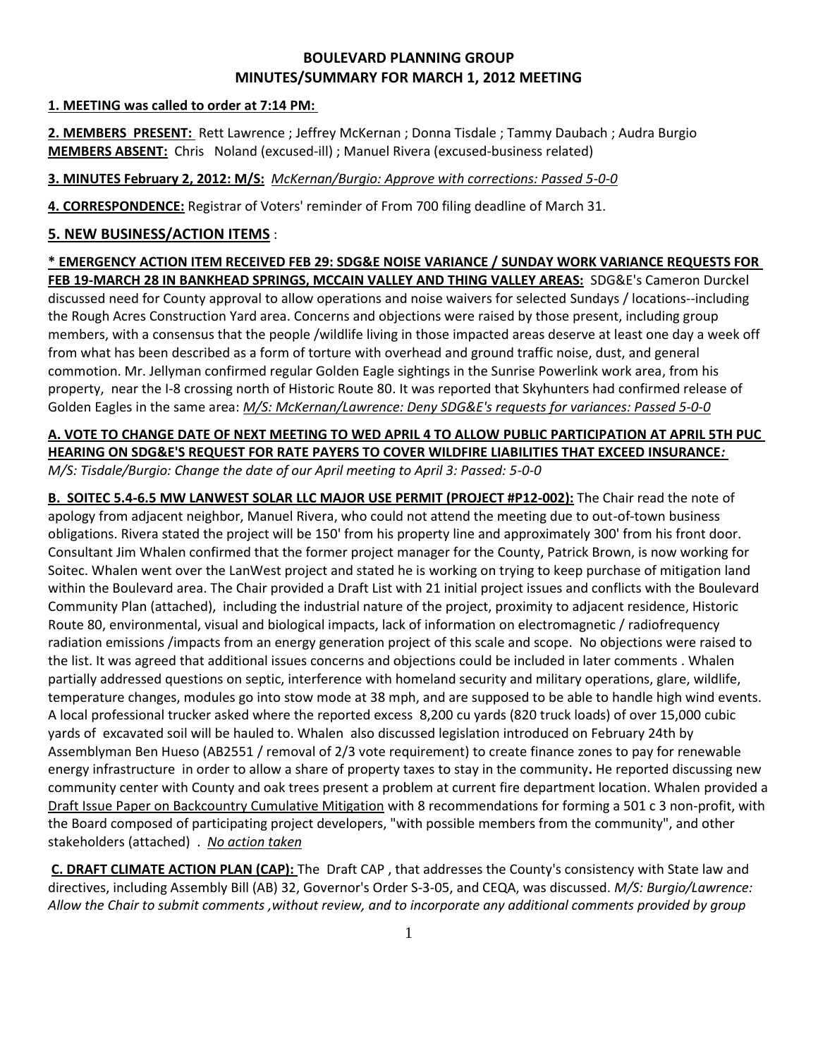# BOULEVARD PLANNING GROUP
# MINUTES/SUMMARY FOR MARCH 1, 2012 MEETING

**1. MEETING was called to order at 7:14 PM:**

**2. MEMBERS PRESENT:** Rett Lawrence ; Jeffrey McKernan ; Donna Tisdale ; Tammy Daubach ; Audra Burgio
**MEMBERS ABSENT:** Chris Noland (excused-ill) ; Manuel Rivera (excused-business related)

**3. MINUTES February 2, 2012: M/S:** *McKernan/Burgio: Approve with corrections: Passed 5-0-0*

**4. CORRESPONDENCE:** Registrar of Voters' reminder of From 700 filing deadline of March 31.

## 5. NEW BUSINESS/ACTION ITEMS :

**\* EMERGENCY ACTION ITEM RECEIVED FEB 29: SDG&E NOISE VARIANCE / SUNDAY WORK VARIANCE REQUESTS FOR FEB 19-MARCH 28 IN BANKHEAD SPRINGS, MCCAIN VALLEY AND THING VALLEY AREAS:** SDG&E's Cameron Durckel discussed need for County approval to allow operations and noise waivers for selected Sundays / locations--including the Rough Acres Construction Yard area. Concerns and objections were raised by those present, including group members, with a consensus that the people /wildlife living in those impacted areas deserve at least one day a week off from what has been described as a form of torture with overhead and ground traffic noise, dust, and general commotion. Mr. Jellyman confirmed regular Golden Eagle sightings in the Sunrise Powerlink work area, from his property, near the I-8 crossing north of Historic Route 80. It was reported that Skyhunters had confirmed release of Golden Eagles in the same area: *M/S: McKernan/Lawrence: Deny SDG&E's requests for variances: Passed 5-0-0*

**A. VOTE TO CHANGE DATE OF NEXT MEETING TO WED APRIL 4 TO ALLOW PUBLIC PARTICIPATION AT APRIL 5TH PUC HEARING ON SDG&E'S REQUEST FOR RATE PAYERS TO COVER WILDFIRE LIABILITIES THAT EXCEED INSURANCE:**
*M/S: Tisdale/Burgio: Change the date of our April meeting to April 3: Passed: 5-0-0*

**B. SOITEC 5.4-6.5 MW LANWEST SOLAR LLC MAJOR USE PERMIT (PROJECT #P12-002):** The Chair read the note of apology from adjacent neighbor, Manuel Rivera, who could not attend the meeting due to out-of-town business obligations. Rivera stated the project will be 150' from his property line and approximately 300' from his front door. Consultant Jim Whalen confirmed that the former project manager for the County, Patrick Brown, is now working for Soitec. Whalen went over the LanWest project and stated he is working on trying to keep purchase of mitigation land within the Boulevard area. The Chair provided a Draft List with 21 initial project issues and conflicts with the Boulevard Community Plan (attached), including the industrial nature of the project, proximity to adjacent residence, Historic Route 80, environmental, visual and biological impacts, lack of information on electromagnetic / radiofrequency radiation emissions /impacts from an energy generation project of this scale and scope. No objections were raised to the list. It was agreed that additional issues concerns and objections could be included in later comments . Whalen partially addressed questions on septic, interference with homeland security and military operations, glare, wildlife, temperature changes, modules go into stow mode at 38 mph, and are supposed to be able to handle high wind events. A local professional trucker asked where the reported excess 8,200 cu yards (820 truck loads) of over 15,000 cubic yards of excavated soil will be hauled to. Whalen also discussed legislation introduced on February 24th by Assemblyman Ben Hueso (AB2551 / removal of 2/3 vote requirement) to create finance zones to pay for renewable energy infrastructure in order to allow a share of property taxes to stay in the community**.** He reported discussing new community center with County and oak trees present a problem at current fire department location. Whalen provided a Draft Issue Paper on Backcountry Cumulative Mitigation with 8 recommendations for forming a 501 c 3 non-profit, with the Board composed of participating project developers, "with possible members from the community", and other stakeholders (attached) . *No action taken*

**C. DRAFT CLIMATE ACTION PLAN (CAP):** The Draft CAP , that addresses the County's consistency with State law and directives, including Assembly Bill (AB) 32, Governor's Order S-3-05, and CEQA, was discussed. *M/S: Burgio/Lawrence: Allow the Chair to submit comments ,without review, and to incorporate any additional comments provided by group*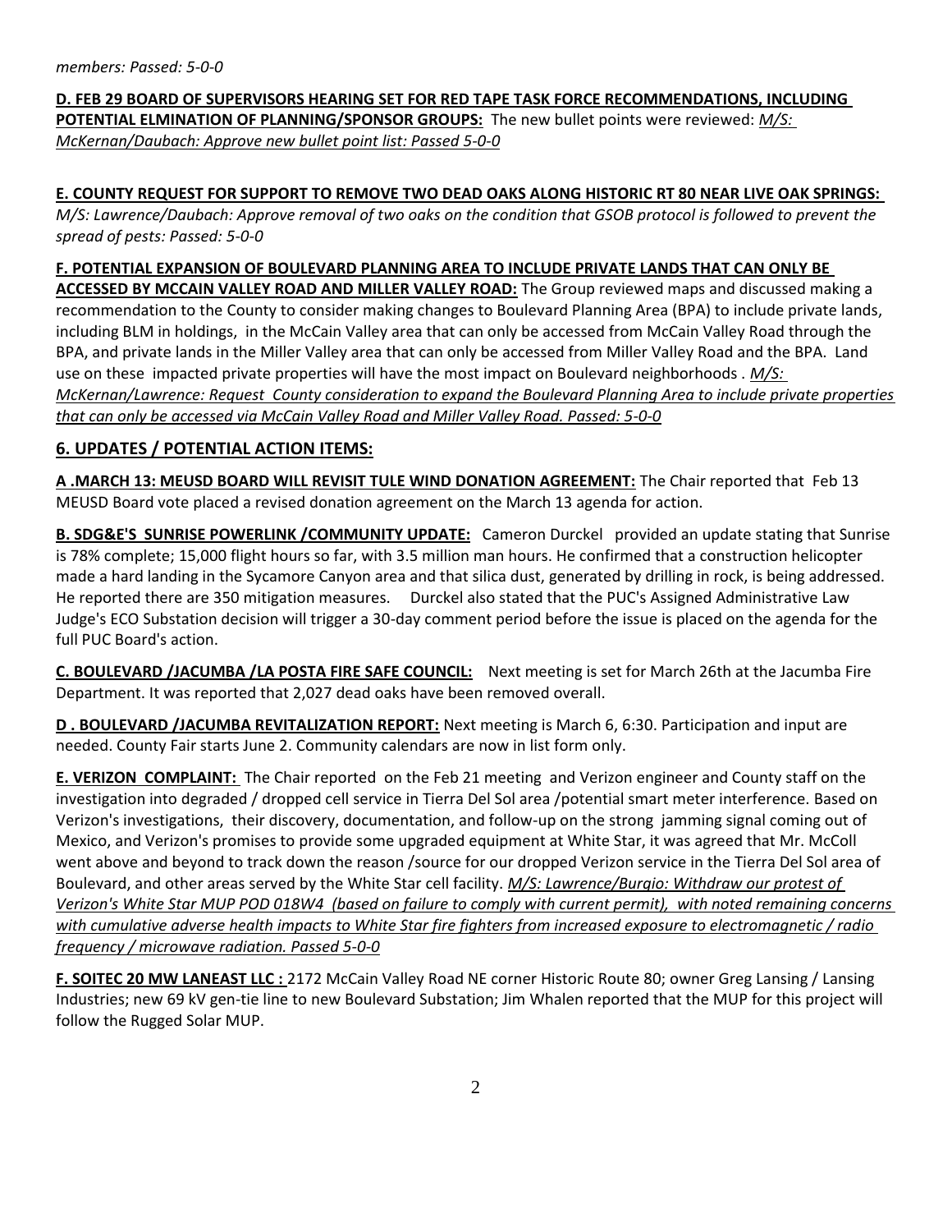*members: Passed: 5-0-0*

**D. FEB 29 BOARD OF SUPERVISORS HEARING SET FOR RED TAPE TASK FORCE RECOMMENDATIONS, INCLUDING POTENTIAL ELMINATION OF PLANNING/SPONSOR GROUPS:** The new bullet points were reviewed: *M/S: McKernan/Daubach: Approve new bullet point list: Passed 5-0-0*

**E. COUNTY REQUEST FOR SUPPORT TO REMOVE TWO DEAD OAKS ALONG HISTORIC RT 80 NEAR LIVE OAK SPRINGS:**
*M/S: Lawrence/Daubach: Approve removal of two oaks on the condition that GSOB protocol is followed to prevent the spread of pests: Passed: 5-0-0*

**F. POTENTIAL EXPANSION OF BOULEVARD PLANNING AREA TO INCLUDE PRIVATE LANDS THAT CAN ONLY BE ACCESSED BY MCCAIN VALLEY ROAD AND MILLER VALLEY ROAD:** The Group reviewed maps and discussed making a recommendation to the County to consider making changes to Boulevard Planning Area (BPA) to include private lands, including BLM in holdings, in the McCain Valley area that can only be accessed from McCain Valley Road through the BPA, and private lands in the Miller Valley area that can only be accessed from Miller Valley Road and the BPA. Land use on these impacted private properties will have the most impact on Boulevard neighborhoods . *M/S: McKernan/Lawrence: Request County consideration to expand the Boulevard Planning Area to include private properties that can only be accessed via McCain Valley Road and Miller Valley Road. Passed: 5-0-0*

## 6. UPDATES / POTENTIAL ACTION ITEMS:

**A .MARCH 13: MEUSD BOARD WILL REVISIT TULE WIND DONATION AGREEMENT:** The Chair reported that Feb 13 MEUSD Board vote placed a revised donation agreement on the March 13 agenda for action.

**B. SDG&E'S SUNRISE POWERLINK /COMMUNITY UPDATE:** Cameron Durckel provided an update stating that Sunrise is 78% complete; 15,000 flight hours so far, with 3.5 million man hours. He confirmed that a construction helicopter made a hard landing in the Sycamore Canyon area and that silica dust, generated by drilling in rock, is being addressed. He reported there are 350 mitigation measures. Durckel also stated that the PUC's Assigned Administrative Law Judge's ECO Substation decision will trigger a 30-day comment period before the issue is placed on the agenda for the full PUC Board's action.

**C. BOULEVARD /JACUMBA /LA POSTA FIRE SAFE COUNCIL:** Next meeting is set for March 26th at the Jacumba Fire Department. It was reported that 2,027 dead oaks have been removed overall.

**D . BOULEVARD /JACUMBA REVITALIZATION REPORT:** Next meeting is March 6, 6:30. Participation and input are needed. County Fair starts June 2. Community calendars are now in list form only.

**E. VERIZON COMPLAINT:** The Chair reported on the Feb 21 meeting and Verizon engineer and County staff on the investigation into degraded / dropped cell service in Tierra Del Sol area /potential smart meter interference. Based on Verizon's investigations, their discovery, documentation, and follow-up on the strong jamming signal coming out of Mexico, and Verizon's promises to provide some upgraded equipment at White Star, it was agreed that Mr. McColl went above and beyond to track down the reason /source for our dropped Verizon service in the Tierra Del Sol area of Boulevard, and other areas served by the White Star cell facility. *M/S: Lawrence/Burgio: Withdraw our protest of Verizon's White Star MUP POD 018W4 (based on failure to comply with current permit), with noted remaining concerns with cumulative adverse health impacts to White Star fire fighters from increased exposure to electromagnetic / radio frequency / microwave radiation. Passed 5-0-0*

**F. SOITEC 20 MW LANEAST LLC :** 2172 McCain Valley Road NE corner Historic Route 80; owner Greg Lansing / Lansing Industries; new 69 kV gen-tie line to new Boulevard Substation; Jim Whalen reported that the MUP for this project will follow the Rugged Solar MUP.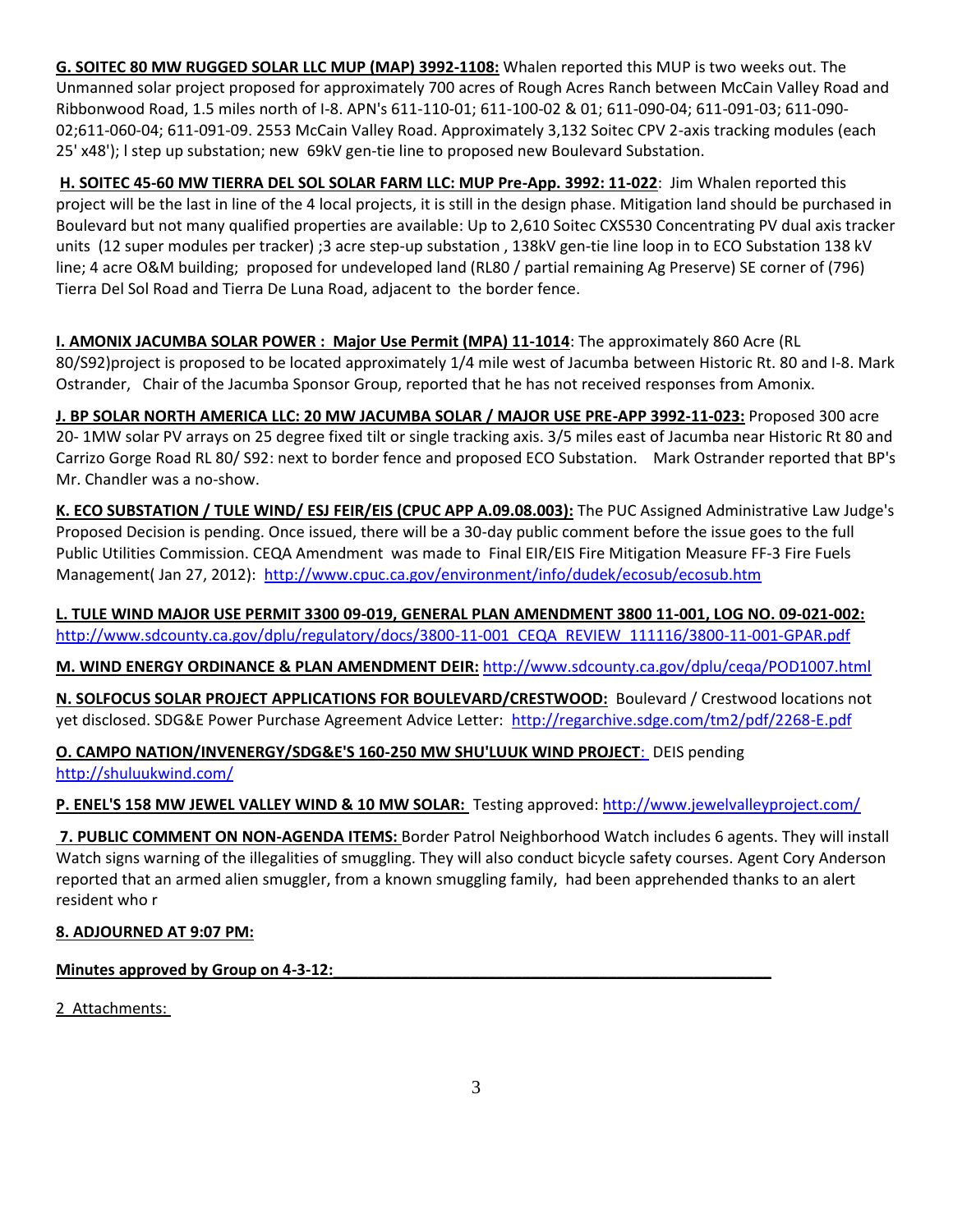**G. SOITEC 80 MW RUGGED SOLAR LLC MUP (MAP) 3992-1108:** Whalen reported this MUP is two weeks out. The Unmanned solar project proposed for approximately 700 acres of Rough Acres Ranch between McCain Valley Road and Ribbonwood Road, 1.5 miles north of I-8. APN's 611-110-01; 611-100-02 & 01; 611-090-04; 611-091-03; 611-090-02;611-060-04; 611-091-09. 2553 McCain Valley Road. Approximately 3,132 Soitec CPV 2-axis tracking modules (each 25' x48'); l step up substation; new 69kV gen-tie line to proposed new Boulevard Substation.

**H. SOITEC 45-60 MW TIERRA DEL SOL SOLAR FARM LLC: MUP Pre-App. 3992: 11-022**: Jim Whalen reported this project will be the last in line of the 4 local projects, it is still in the design phase. Mitigation land should be purchased in Boulevard but not many qualified properties are available: Up to 2,610 Soitec CXS530 Concentrating PV dual axis tracker units (12 super modules per tracker) ;3 acre step-up substation , 138kV gen-tie line loop in to ECO Substation 138 kV line; 4 acre O&M building; proposed for undeveloped land (RL80 / partial remaining Ag Preserve) SE corner of (796) Tierra Del Sol Road and Tierra De Luna Road, adjacent to the border fence.

**I. AMONIX JACUMBA SOLAR POWER : Major Use Permit (MPA) 11-1014**: The approximately 860 Acre (RL 80/S92)project is proposed to be located approximately 1/4 mile west of Jacumba between Historic Rt. 80 and I-8. Mark Ostrander, Chair of the Jacumba Sponsor Group, reported that he has not received responses from Amonix.

**J. BP SOLAR NORTH AMERICA LLC: 20 MW JACUMBA SOLAR / MAJOR USE PRE-APP 3992-11-023:** Proposed 300 acre 20- 1MW solar PV arrays on 25 degree fixed tilt or single tracking axis. 3/5 miles east of Jacumba near Historic Rt 80 and Carrizo Gorge Road RL 80/ S92: next to border fence and proposed ECO Substation. Mark Ostrander reported that BP's Mr. Chandler was a no-show.

**K. ECO SUBSTATION / TULE WIND/ ESJ FEIR/EIS (CPUC APP A.09.08.003):** The PUC Assigned Administrative Law Judge's Proposed Decision is pending. Once issued, there will be a 30-day public comment before the issue goes to the full Public Utilities Commission. CEQA Amendment was made to Final EIR/EIS Fire Mitigation Measure FF-3 Fire Fuels Management( Jan 27, 2012): http://www.cpuc.ca.gov/environment/info/dudek/ecosub/ecosub.htm

**L. TULE WIND MAJOR USE PERMIT 3300 09-019, GENERAL PLAN AMENDMENT 3800 11-001, LOG NO. 09-021-002:** http://www.sdcounty.ca.gov/dplu/regulatory/docs/3800-11-001_CEQA_REVIEW_111116/3800-11-001-GPAR.pdf

**M. WIND ENERGY ORDINANCE & PLAN AMENDMENT DEIR:** http://www.sdcounty.ca.gov/dplu/ceqa/POD1007.html

**N. SOLFOCUS SOLAR PROJECT APPLICATIONS FOR BOULEVARD/CRESTWOOD:** Boulevard / Crestwood locations not yet disclosed. SDG&E Power Purchase Agreement Advice Letter: http://regarchive.sdge.com/tm2/pdf/2268-E.pdf

**O. CAMPO NATION/INVENERGY/SDG&E'S 160-250 MW SHU'LUUK WIND PROJECT**: DEIS pending http://shuluukwind.com/

**P. ENEL'S 158 MW JEWEL VALLEY WIND & 10 MW SOLAR:** Testing approved: http://www.jewelvalleyproject.com/

**7. PUBLIC COMMENT ON NON-AGENDA ITEMS:** Border Patrol Neighborhood Watch includes 6 agents. They will install Watch signs warning of the illegalities of smuggling. They will also conduct bicycle safety courses. Agent Cory Anderson reported that an armed alien smuggler, from a known smuggling family, had been apprehended thanks to an alert resident who r

**8. ADJOURNED AT 9:07 PM:**

**Minutes approved by Group on 4-3-12:\_\_\_\_\_\_\_\_\_\_\_\_\_\_\_\_\_\_\_\_\_\_\_\_\_\_\_\_\_\_\_\_\_\_\_\_\_\_\_\_\_\_\_\_\_\_\_\_**

2 Attachments: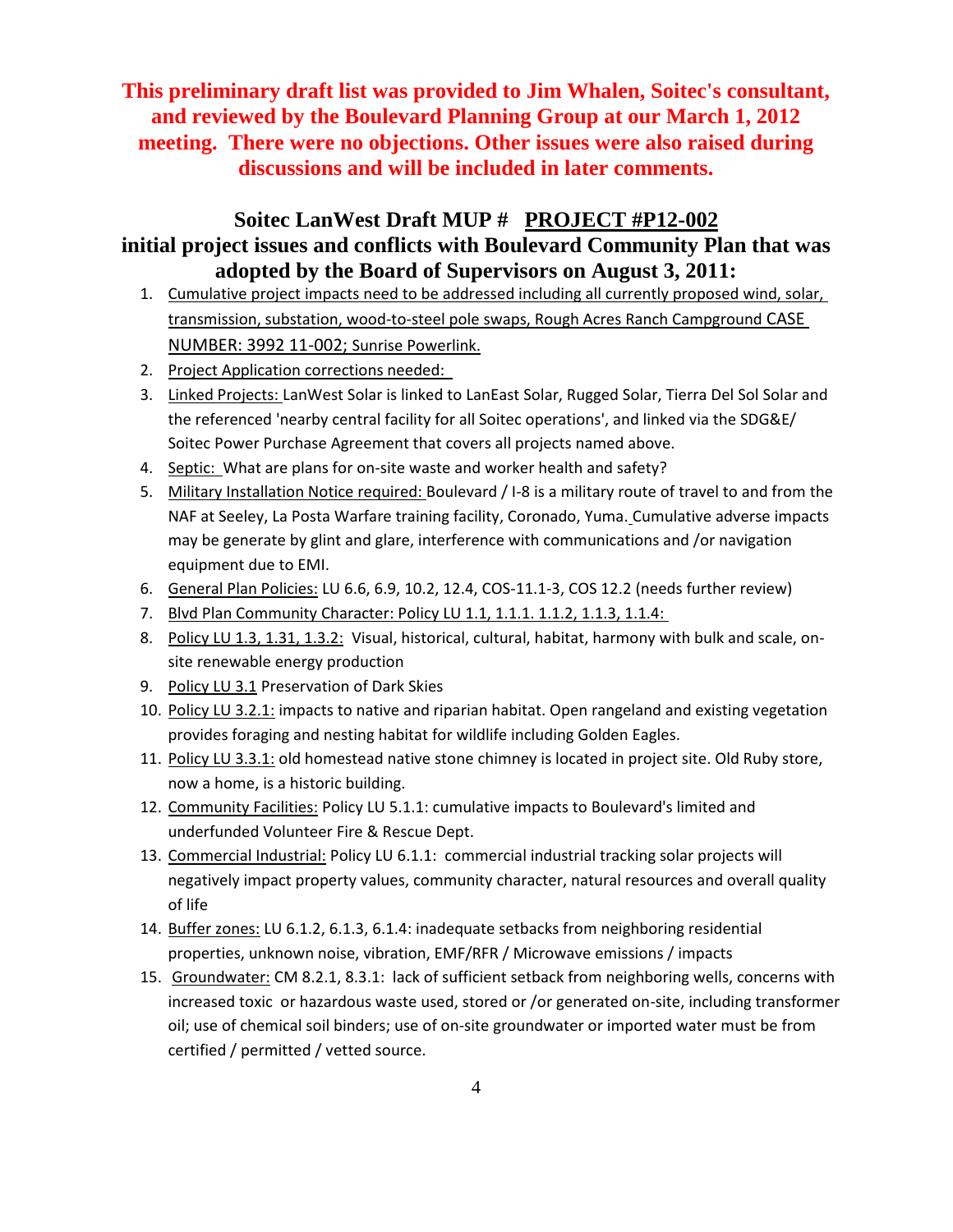**This preliminary draft list was provided to Jim Whalen, Soitec's consultant, and reviewed by the Boulevard Planning Group at our March 1, 2012 meeting. There were no objections. Other issues were also raised during discussions and will be included in later comments.**

## Soitec LanWest Draft MUP # <u>PROJECT #P12-002</u>

## initial project issues and conflicts with Boulevard Community Plan that was adopted by the Board of Supervisors on August 3, 2011:

1. <u>Cumulative project impacts need to be addressed including all currently proposed wind, solar, transmission, substation, wood-to-steel pole swaps, Rough Acres Ranch Campground CASE NUMBER: 3992 11-002; Sunrise Powerlink.</u>
2. <u>Project Application corrections needed:</u>
3. <u>Linked Projects:</u> LanWest Solar is linked to LanEast Solar, Rugged Solar, Tierra Del Sol Solar and the referenced 'nearby central facility for all Soitec operations', and linked via the SDG&E/ Soitec Power Purchase Agreement that covers all projects named above.
4. <u>Septic:</u> What are plans for on-site waste and worker health and safety?
5. <u>Military Installation Notice required:</u> Boulevard / I-8 is a military route of travel to and from the NAF at Seeley, La Posta Warfare training facility, Coronado, Yuma. Cumulative adverse impacts may be generate by glint and glare, interference with communications and /or navigation equipment due to EMI.
6. <u>General Plan Policies:</u> LU 6.6, 6.9, 10.2, 12.4, COS-11.1-3, COS 12.2 (needs further review)
7. <u>Blvd Plan Community Character: Policy LU 1.1, 1.1.1. 1.1.2, 1.1.3, 1.1.4:</u>
8. <u>Policy LU 1.3, 1.31, 1.3.2:</u> Visual, historical, cultural, habitat, harmony with bulk and scale, on-site renewable energy production
9. <u>Policy LU 3.1</u> Preservation of Dark Skies
10. <u>Policy LU 3.2.1:</u> impacts to native and riparian habitat. Open rangeland and existing vegetation provides foraging and nesting habitat for wildlife including Golden Eagles.
11. <u>Policy LU 3.3.1:</u> old homestead native stone chimney is located in project site. Old Ruby store, now a home, is a historic building.
12. <u>Community Facilities:</u> Policy LU 5.1.1: cumulative impacts to Boulevard's limited and underfunded Volunteer Fire & Rescue Dept.
13. <u>Commercial Industrial:</u> Policy LU 6.1.1: commercial industrial tracking solar projects will negatively impact property values, community character, natural resources and overall quality of life
14. <u>Buffer zones:</u> LU 6.1.2, 6.1.3, 6.1.4: inadequate setbacks from neighboring residential properties, unknown noise, vibration, EMF/RFR / Microwave emissions / impacts
15. <u>Groundwater:</u> CM 8.2.1, 8.3.1: lack of sufficient setback from neighboring wells, concerns with increased toxic or hazardous waste used, stored or /or generated on-site, including transformer oil; use of chemical soil binders; use of on-site groundwater or imported water must be from certified / permitted / vetted source.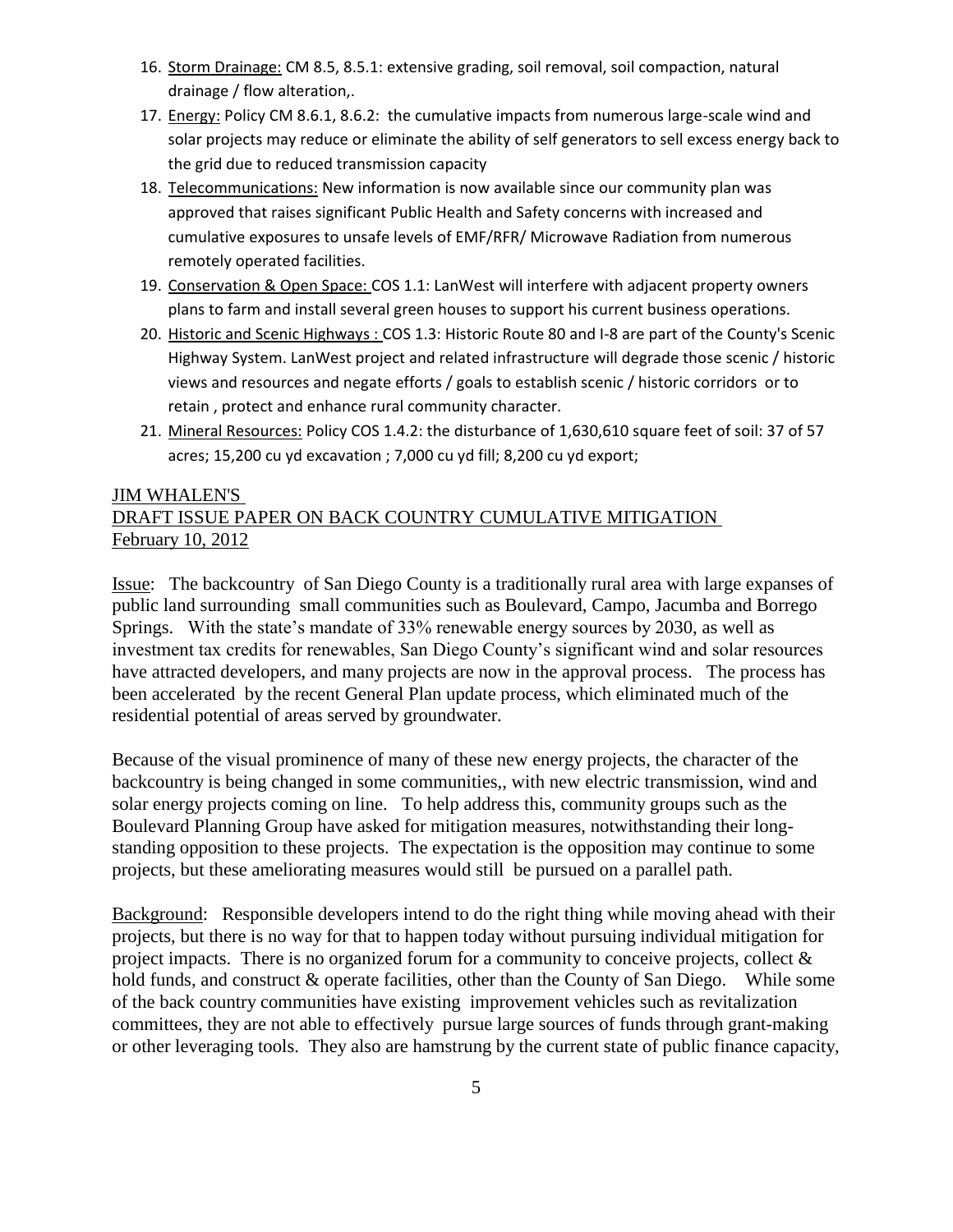16. Storm Drainage: CM 8.5, 8.5.1: extensive grading, soil removal, soil compaction, natural drainage / flow alteration,.
17. Energy: Policy CM 8.6.1, 8.6.2: the cumulative impacts from numerous large-scale wind and solar projects may reduce or eliminate the ability of self generators to sell excess energy back to the grid due to reduced transmission capacity
18. Telecommunications: New information is now available since our community plan was approved that raises significant Public Health and Safety concerns with increased and cumulative exposures to unsafe levels of EMF/RFR/ Microwave Radiation from numerous remotely operated facilities.
19. Conservation & Open Space: COS 1.1: LanWest will interfere with adjacent property owners plans to farm and install several green houses to support his current business operations.
20. Historic and Scenic Highways : COS 1.3: Historic Route 80 and I-8 are part of the County's Scenic Highway System. LanWest project and related infrastructure will degrade those scenic / historic views and resources and negate efforts / goals to establish scenic / historic corridors or to retain , protect and enhance rural community character.
21. Mineral Resources: Policy COS 1.4.2: the disturbance of 1,630,610 square feet of soil: 37 of 57 acres; 15,200 cu yd excavation ; 7,000 cu yd fill; 8,200 cu yd export;

## JIM WHALEN'S
## DRAFT ISSUE PAPER ON BACK COUNTRY CUMULATIVE MITIGATION
February 10, 2012

Issue: The backcountry of San Diego County is a traditionally rural area with large expanses of public land surrounding small communities such as Boulevard, Campo, Jacumba and Borrego Springs. With the state's mandate of 33% renewable energy sources by 2030, as well as investment tax credits for renewables, San Diego County's significant wind and solar resources have attracted developers, and many projects are now in the approval process. The process has been accelerated by the recent General Plan update process, which eliminated much of the residential potential of areas served by groundwater.

Because of the visual prominence of many of these new energy projects, the character of the backcountry is being changed in some communities,, with new electric transmission, wind and solar energy projects coming on line. To help address this, community groups such as the Boulevard Planning Group have asked for mitigation measures, notwithstanding their long-standing opposition to these projects. The expectation is the opposition may continue to some projects, but these ameliorating measures would still be pursued on a parallel path.

Background: Responsible developers intend to do the right thing while moving ahead with their projects, but there is no way for that to happen today without pursuing individual mitigation for project impacts. There is no organized forum for a community to conceive projects, collect & hold funds, and construct & operate facilities, other than the County of San Diego. While some of the back country communities have existing improvement vehicles such as revitalization committees, they are not able to effectively pursue large sources of funds through grant-making or other leveraging tools. They also are hamstrung by the current state of public finance capacity,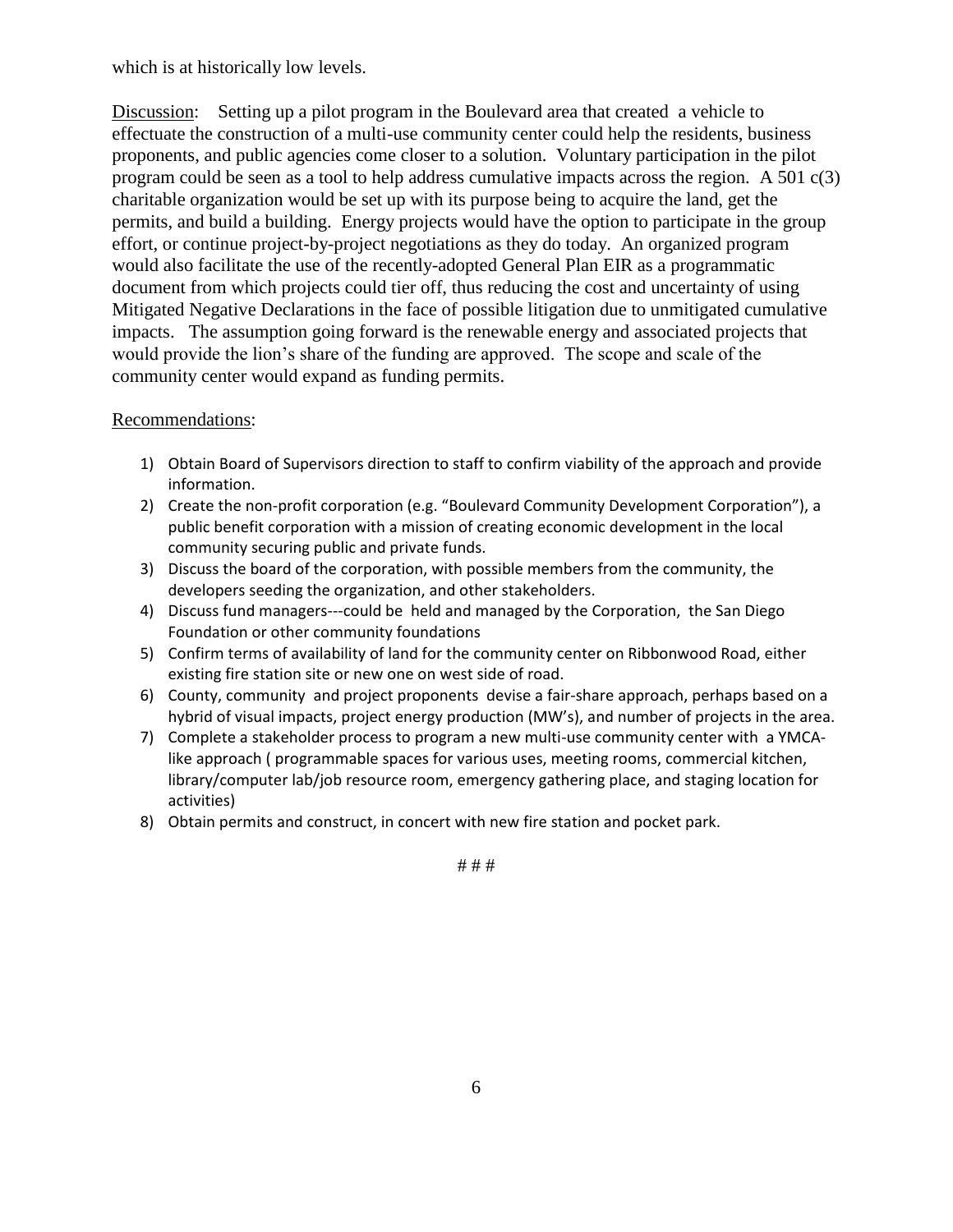which is at historically low levels.

Discussion: Setting up a pilot program in the Boulevard area that created a vehicle to effectuate the construction of a multi-use community center could help the residents, business proponents, and public agencies come closer to a solution. Voluntary participation in the pilot program could be seen as a tool to help address cumulative impacts across the region. A 501 c(3) charitable organization would be set up with its purpose being to acquire the land, get the permits, and build a building. Energy projects would have the option to participate in the group effort, or continue project-by-project negotiations as they do today. An organized program would also facilitate the use of the recently-adopted General Plan EIR as a programmatic document from which projects could tier off, thus reducing the cost and uncertainty of using Mitigated Negative Declarations in the face of possible litigation due to unmitigated cumulative impacts. The assumption going forward is the renewable energy and associated projects that would provide the lion's share of the funding are approved. The scope and scale of the community center would expand as funding permits.

Recommendations:

1) Obtain Board of Supervisors direction to staff to confirm viability of the approach and provide information.
2) Create the non-profit corporation (e.g. "Boulevard Community Development Corporation"), a public benefit corporation with a mission of creating economic development in the local community securing public and private funds.
3) Discuss the board of the corporation, with possible members from the community, the developers seeding the organization, and other stakeholders.
4) Discuss fund managers---could be held and managed by the Corporation, the San Diego Foundation or other community foundations
5) Confirm terms of availability of land for the community center on Ribbonwood Road, either existing fire station site or new one on west side of road.
6) County, community and project proponents devise a fair-share approach, perhaps based on a hybrid of visual impacts, project energy production (MW's), and number of projects in the area.
7) Complete a stakeholder process to program a new multi-use community center with a YMCA-like approach ( programmable spaces for various uses, meeting rooms, commercial kitchen, library/computer lab/job resource room, emergency gathering place, and staging location for activities)
8) Obtain permits and construct, in concert with new fire station and pocket park.

# # #